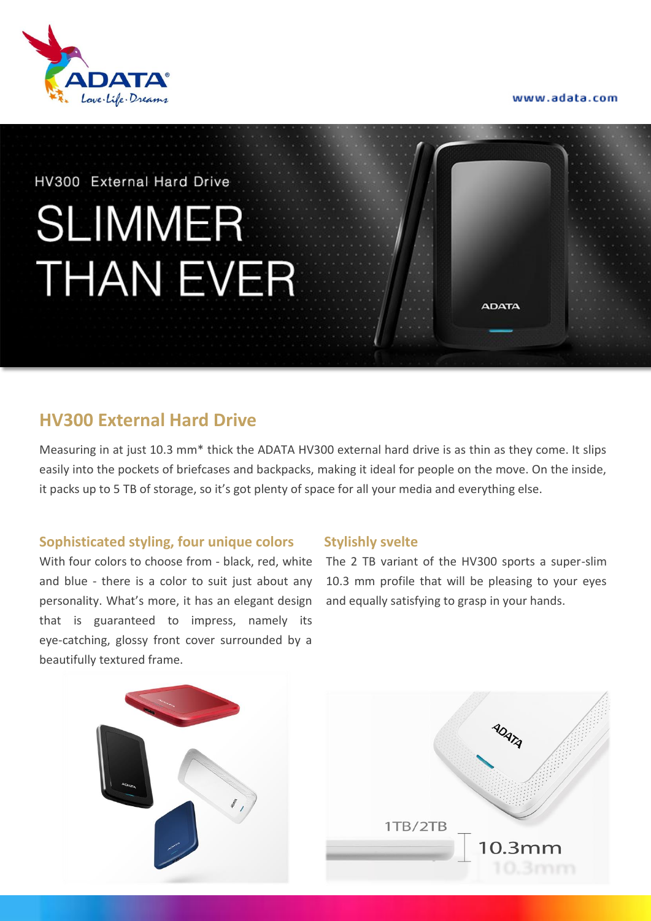HV300 External Hard Drive

# SLIMMER THAN EVER

## HV300 External Hard Drive

Measuring in at just 10.3 mm* thick the ADATA HV300 external hard drive is as thin as they come. It slips easily into the pockets of briefcases and backpacks, making it ideal for people on the move. On the inside, it packs up to 5 TB of storage, so it's got plenty of space for all your media and everything else.

### Sophisticated styling, four unique colors

With four colors to choose from - black, red, white and blue - there is a color to suit just about any personality. What's more, it has an elegant design that is guaranteed to impress, namely its eye-catching, glossy front cover surrounded by a beautifully textured frame.

### Stylishly svelte

The 2 TB variant of the HV300 sports a super-slim 10.3 mm profile that will be pleasing to your eyes and equally satisfying to grasp in your hands.

1TB/2TB 10.3mm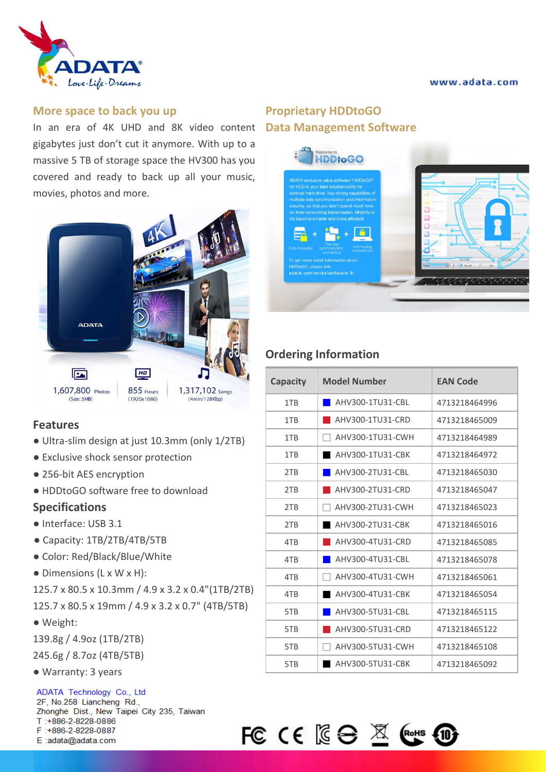www.adata.com

## More space to back you up

In an era of 4K UHD and 8K video content gigabytes just don't cut it anymore. With up to a massive 5 TB of storage space the HV300 has you covered and ready to back up all your music, movies, photos and more.

1,607,800 Photos (Size: 3MB)

855 Hours (1920x1080)

1,317,102 Songs (4min/128Kbp)

## Features

- Ultra-slim design at just 10.3mm (only 1/2TB)
- Exclusive shock sensor protection
- 256-bit AES encryption
- HDDtoGO software free to download

## Specifications

- Interface: USB 3.1
- Capacity: 1TB/2TB/4TB/5TB
- Color: Red/Black/Blue/White
- Dimensions (L x W x H):

125.7 x 80.5 x 10.3mm / 4.9 x 3.2 x 0.4"(1TB/2TB)
125.7 x 80.5 x 19mm / 4.9 x 3.2 x 0.7" (4TB/5TB)

- Weight:

139.8g / 4.9oz (1TB/2TB)
245.6g / 8.7oz (4TB/5TB)

- Warranty: 3 years

## Proprietary HDDtoGO Data Management Software

Welcome to HDDtoGO

ADATA exclusive value software "HDDtoGO" for HDD is your best solution/utility for external hard drive- has strong capabilities of multiple data synchronization and information security, so that you don't spend much time on time-consuming transmission. Mobility in life become smarter and more efficient!

Data Encryption + Two-way synchronization and backup + Anti-hacking computer lock

To get more detail information about HDDtoGO, please link: adata.com/en/ss/software-3/

## Ordering Information

| Capacity | Model Number | EAN Code |
|---|---|---|
| 1TB | AHV300-1TU31-CBL | 4713218464996 |
| 1TB | AHV300-1TU31-CRD | 4713218465009 |
| 1TB | AHV300-1TU31-CWH | 4713218464989 |
| 1TB | AHV300-1TU31-CBK | 4713218464972 |
| 2TB | AHV300-2TU31-CBL | 4713218465030 |
| 2TB | AHV300-2TU31-CRD | 4713218465047 |
| 2TB | AHV300-2TU31-CWH | 4713218465023 |
| 2TB | AHV300-2TU31-CBK | 4713218465016 |
| 4TB | AHV300-4TU31-CRD | 4713218465085 |
| 4TB | AHV300-4TU31-CBL | 4713218465078 |
| 4TB | AHV300-4TU31-CWH | 4713218465061 |
| 4TB | AHV300-4TU31-CBK | 4713218465054 |
| 5TB | AHV300-5TU31-CBL | 4713218465115 |
| 5TB | AHV300-5TU31-CRD | 4713218465122 |
| 5TB | AHV300-5TU31-CWH | 4713218465108 |
| 5TB | AHV300-5TU31-CBK | 4713218465092 |

ADATA Technology Co., Ltd
2F, No.258 Liancheng Rd.,
Zhonghe Dist., New Taipei City 235, Taiwan
T :+886-2-8228-0886
F :+886-2-8228-0887
E :adata@adata.com